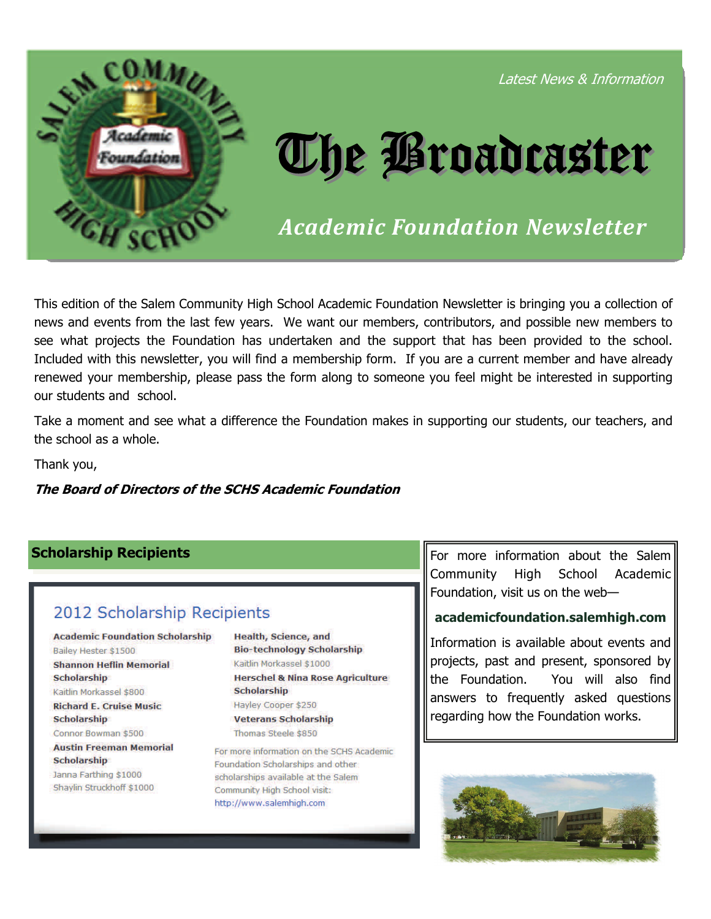Latest News & Information

# The Broadcaster

## Academic Foundation Newsletter

This edition of the Salem Community High School Academic Foundation Newsletter is bringing you a collection of news and events from the last few years. We want our members, contributors, and possible new members to see what projects the Foundation has undertaken and the support that has been provided to the school. Included with this newsletter, you will find a membership form. If you are a current member and have already renewed your membership, please pass the form along to someone you feel might be interested in supporting our students and school.

Take a moment and see what a difference the Foundation makes in supporting our students, our teachers, and the school as a whole.

Thank you,

***The Board of Directors of the SCHS Academic Foundation***

## Scholarship Recipients

### 2012 Scholarship Recipients

**Academic Foundation Scholarship**
Bailey Hester $1500

**Shannon Heflin Memorial Scholarship**
Kaitlin Morkassel $800

**Richard E. Cruise Music Scholarship**
Connor Bowman $500

**Austin Freeman Memorial Scholarship**
Janna Farthing $1000
Shaylin Struckhoff $1000

**Health, Science, and Bio-technology Scholarship**
Kaitlin Morkassel $1000

**Herschel & Nina Rose Agriculture Scholarship**
Hayley Cooper $250

**Veterans Scholarship**
Thomas Steele $850

For more information on the SCHS Academic Foundation Scholarships and other scholarships available at the Salem Community High School visit: http://www.salemhigh.com

For more information about the Salem Community High School Academic Foundation, visit us on the web—

**academicfoundation.salemhigh.com**

Information is available about events and projects, past and present, sponsored by the Foundation. You will also find answers to frequently asked questions regarding how the Foundation works.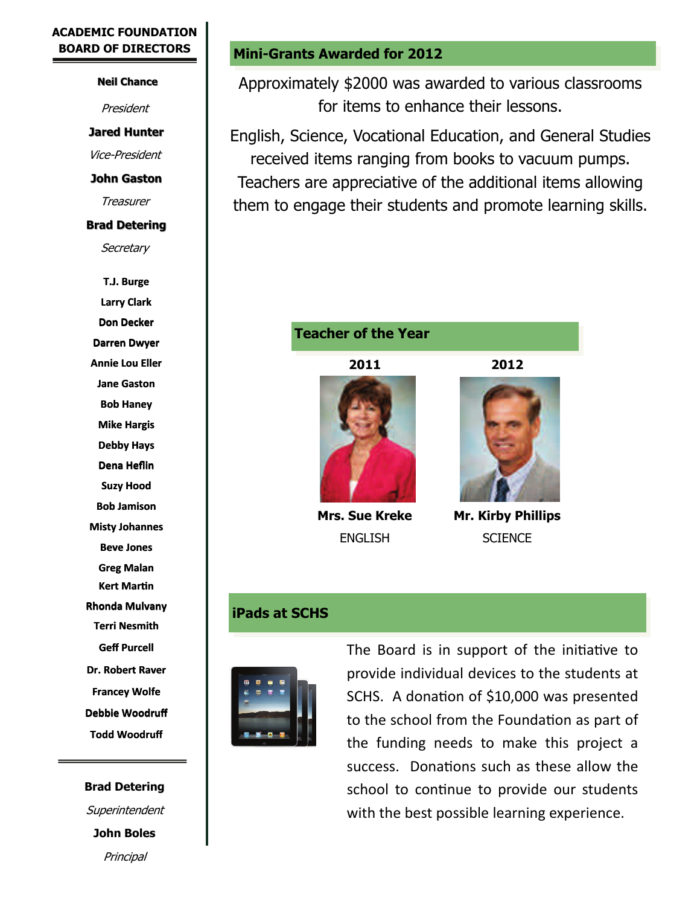## ACADEMIC FOUNDATION BOARD OF DIRECTORS

**Neil Chance**
*President*

**Jared Hunter**
*Vice-President*

**John Gaston**
*Treasurer*

**Brad Detering**
*Secretary*

**T.J. Burge**
**Larry Clark**
**Don Decker**
**Darren Dwyer**
**Annie Lou Eller**
**Jane Gaston**
**Bob Haney**
**Mike Hargis**
**Debby Hays**
**Dena Heflin**
**Suzy Hood**
**Bob Jamison**
**Misty Johannes**
**Beve Jones**
**Greg Malan**
**Kert Martin**
**Rhonda Mulvany**
**Terri Nesmith**
**Geff Purcell**
**Dr. Robert Raver**
**Francey Wolfe**
**Debbie Woodruff**
**Todd Woodruff**

---

**Brad Detering**
*Superintendent*

**John Boles**
*Principal*

## Mini-Grants Awarded for 2012

Approximately $2000 was awarded to various classrooms for items to enhance their lessons.

English, Science, Vocational Education, and General Studies received items ranging from books to vacuum pumps. Teachers are appreciative of the additional items allowing them to engage their students and promote learning skills.

## Teacher of the Year

| 2011 | 2012 |
|---|---|
| **Mrs. Sue Kreke** | **Mr. Kirby Phillips** |
| ENGLISH | SCIENCE |

## iPads at SCHS

The Board is in support of the initiative to provide individual devices to the students at SCHS. A donation of $10,000 was presented to the school from the Foundation as part of the funding needs to make this project a success. Donations such as these allow the school to continue to provide our students with the best possible learning experience.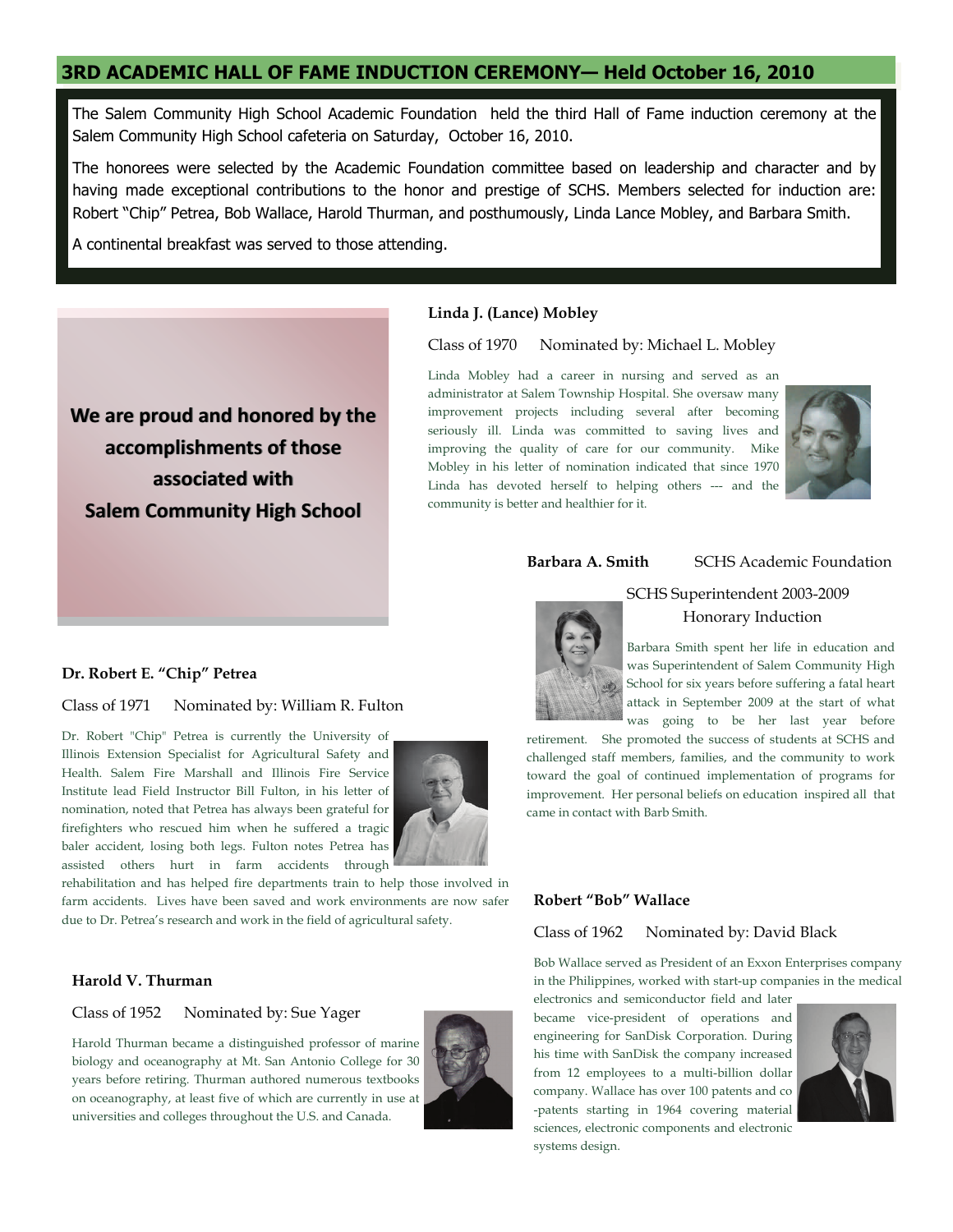## 3RD ACADEMIC HALL OF FAME INDUCTION CEREMONY— Held October 16, 2010

The Salem Community High School Academic Foundation held the third Hall of Fame induction ceremony at the Salem Community High School cafeteria on Saturday, October 16, 2010.

The honorees were selected by the Academic Foundation committee based on leadership and character and by having made exceptional contributions to the honor and prestige of SCHS. Members selected for induction are: Robert "Chip" Petrea, Bob Wallace, Harold Thurman, and posthumously, Linda Lance Mobley, and Barbara Smith.

A continental breakfast was served to those attending.

**We are proud and honored by the accomplishments of those associated with Salem Community High School**

### Linda J. (Lance) Mobley

Class of 1970 Nominated by: Michael L. Mobley

Linda Mobley had a career in nursing and served as an administrator at Salem Township Hospital. She oversaw many improvement projects including several after becoming seriously ill. Linda was committed to saving lives and improving the quality of care for our community. Mike Mobley in his letter of nomination indicated that since 1970 Linda has devoted herself to helping others --- and the community is better and healthier for it.

### Barbara A. Smith

SCHS Academic Foundation

SCHS Superintendent 2003-2009

Honorary Induction

Barbara Smith spent her life in education and was Superintendent of Salem Community High School for six years before suffering a fatal heart attack in September 2009 at the start of what was going to be her last year before retirement. She promoted the success of students at SCHS and challenged staff members, families, and the community to work toward the goal of continued implementation of programs for improvement. Her personal beliefs on education inspired all that came in contact with Barb Smith.

### Dr. Robert E. "Chip" Petrea

Class of 1971 Nominated by: William R. Fulton

Dr. Robert "Chip" Petrea is currently the University of Illinois Extension Specialist for Agricultural Safety and Health. Salem Fire Marshall and Illinois Fire Service Institute lead Field Instructor Bill Fulton, in his letter of nomination, noted that Petrea has always been grateful for firefighters who rescued him when he suffered a tragic baler accident, losing both legs. Fulton notes Petrea has assisted others hurt in farm accidents through rehabilitation and has helped fire departments train to help those involved in farm accidents. Lives have been saved and work environments are now safer due to Dr. Petrea's research and work in the field of agricultural safety.

### Harold V. Thurman

Class of 1952 Nominated by: Sue Yager

Harold Thurman became a distinguished professor of marine biology and oceanography at Mt. San Antonio College for 30 years before retiring. Thurman authored numerous textbooks on oceanography, at least five of which are currently in use at universities and colleges throughout the U.S. and Canada.

### Robert "Bob" Wallace

Class of 1962 Nominated by: David Black

Bob Wallace served as President of an Exxon Enterprises company in the Philippines, worked with start-up companies in the medical electronics and semiconductor field and later became vice-president of operations and engineering for SanDisk Corporation. During his time with SanDisk the company increased from 12 employees to a multi-billion dollar company. Wallace has over 100 patents and co-patents starting in 1964 covering material sciences, electronic components and electronic systems design.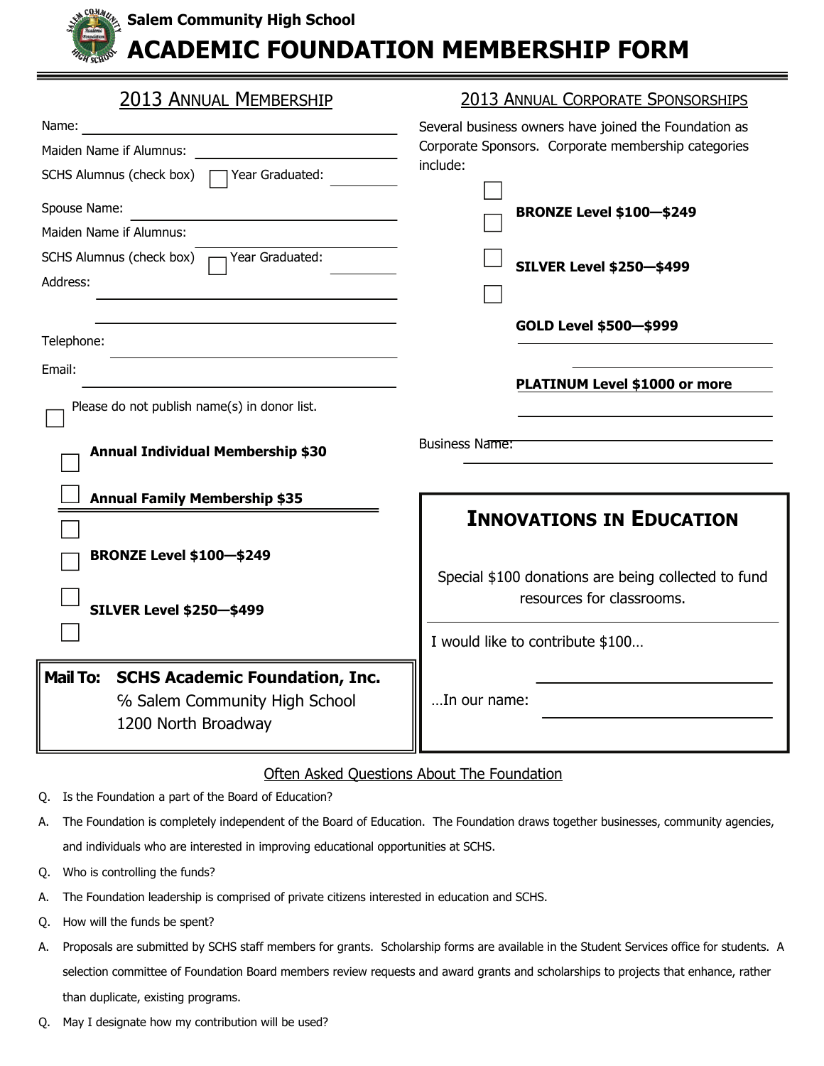Salem Community High School

# ACADEMIC FOUNDATION MEMBERSHIP FORM

## 2013 Annual Membership

Name: ______________________

Maiden Name if Alumnus: ______________________

SCHS Alumnus (check box) ☐ Year Graduated: __________

Spouse Name: ______________________

Maiden Name if Alumnus: ______________________

SCHS Alumnus (check box) ☐ Year Graduated: __________

Address: ______________________

______________________

Telephone: ______________________

Email: ______________________

☐ Please do not publish name(s) in donor list.

☐ **Annual Individual Membership $30**

☐ **Annual Family Membership $35**

☐

☐ **BRONZE Level $100—$249**

☐ **SILVER Level $250—$499**

☐

**Mail To: SCHS Academic Foundation, Inc.**
℅ Salem Community High School
1200 North Broadway

## 2013 Annual Corporate Sponsorships

Several business owners have joined the Foundation as Corporate Sponsors. Corporate membership categories include:

☐

☐ **BRONZE Level $100—$249**

☐ **SILVER Level $250—$499**

☐

**GOLD Level $500—$999**

**PLATINUM Level $1000 or more**

Business Name: ______________________

## Innovations in Education

Special $100 donations are being collected to fund resources for classrooms.

I would like to contribute $100… ______________________

…In our name: ______________________

## Often Asked Questions About The Foundation

Q. Is the Foundation a part of the Board of Education?

A. The Foundation is completely independent of the Board of Education. The Foundation draws together businesses, community agencies, and individuals who are interested in improving educational opportunities at SCHS.

Q. Who is controlling the funds?

A. The Foundation leadership is comprised of private citizens interested in education and SCHS.

Q. How will the funds be spent?

A. Proposals are submitted by SCHS staff members for grants. Scholarship forms are available in the Student Services office for students. A selection committee of Foundation Board members review requests and award grants and scholarships to projects that enhance, rather than duplicate, existing programs.

Q. May I designate how my contribution will be used?